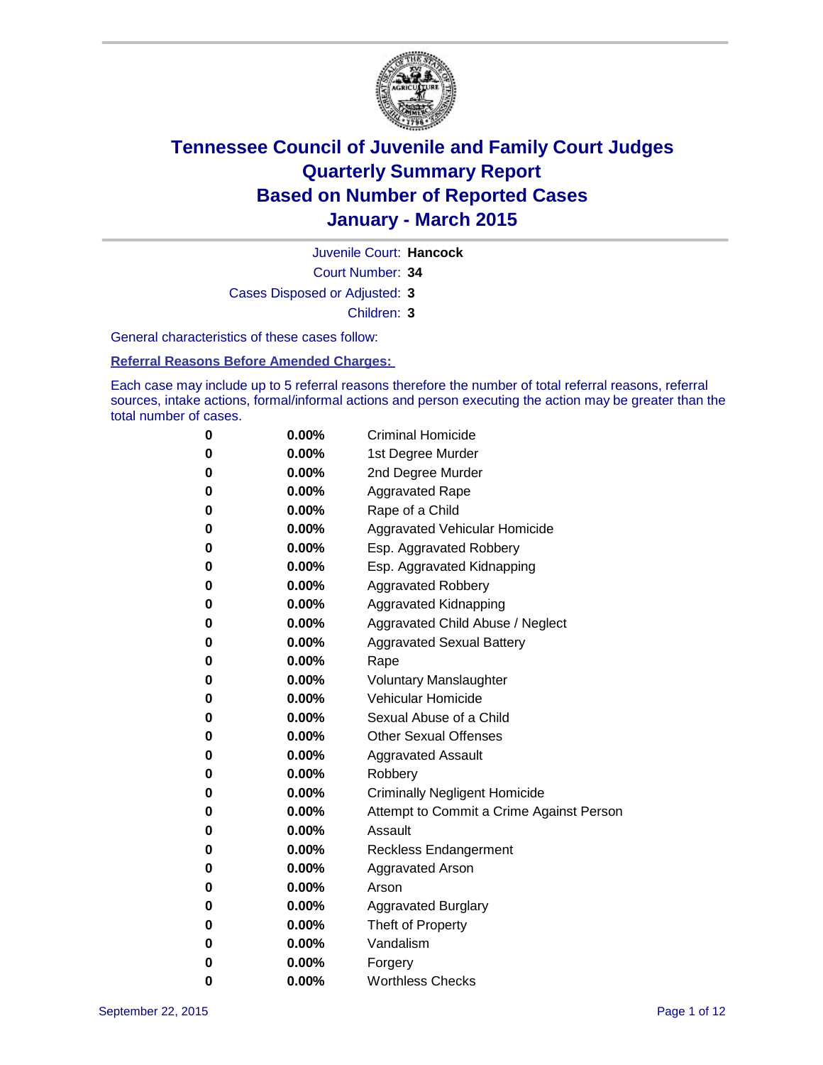# Tennessee Council of Juvenile and Family Court Judges
# Quarterly Summary Report
# Based on Number of Reported Cases
# January - March 2015

Juvenile Court: **Hancock**

Court Number: **34**

Cases Disposed or Adjusted: **3**

Children: **3**

General characteristics of these cases follow:

**Referral Reasons Before Amended Charges:**

Each case may include up to 5 referral reasons therefore the number of total referral reasons, referral sources, intake actions, formal/informal actions and person executing the action may be greater than the total number of cases.

| | | |
|---|---|---|
| **0** | **0.00%** | Criminal Homicide |
| **0** | **0.00%** | 1st Degree Murder |
| **0** | **0.00%** | 2nd Degree Murder |
| **0** | **0.00%** | Aggravated Rape |
| **0** | **0.00%** | Rape of a Child |
| **0** | **0.00%** | Aggravated Vehicular Homicide |
| **0** | **0.00%** | Esp. Aggravated Robbery |
| **0** | **0.00%** | Esp. Aggravated Kidnapping |
| **0** | **0.00%** | Aggravated Robbery |
| **0** | **0.00%** | Aggravated Kidnapping |
| **0** | **0.00%** | Aggravated Child Abuse / Neglect |
| **0** | **0.00%** | Aggravated Sexual Battery |
| **0** | **0.00%** | Rape |
| **0** | **0.00%** | Voluntary Manslaughter |
| **0** | **0.00%** | Vehicular Homicide |
| **0** | **0.00%** | Sexual Abuse of a Child |
| **0** | **0.00%** | Other Sexual Offenses |
| **0** | **0.00%** | Aggravated Assault |
| **0** | **0.00%** | Robbery |
| **0** | **0.00%** | Criminally Negligent Homicide |
| **0** | **0.00%** | Attempt to Commit a Crime Against Person |
| **0** | **0.00%** | Assault |
| **0** | **0.00%** | Reckless Endangerment |
| **0** | **0.00%** | Aggravated Arson |
| **0** | **0.00%** | Arson |
| **0** | **0.00%** | Aggravated Burglary |
| **0** | **0.00%** | Theft of Property |
| **0** | **0.00%** | Vandalism |
| **0** | **0.00%** | Forgery |
| **0** | **0.00%** | Worthless Checks |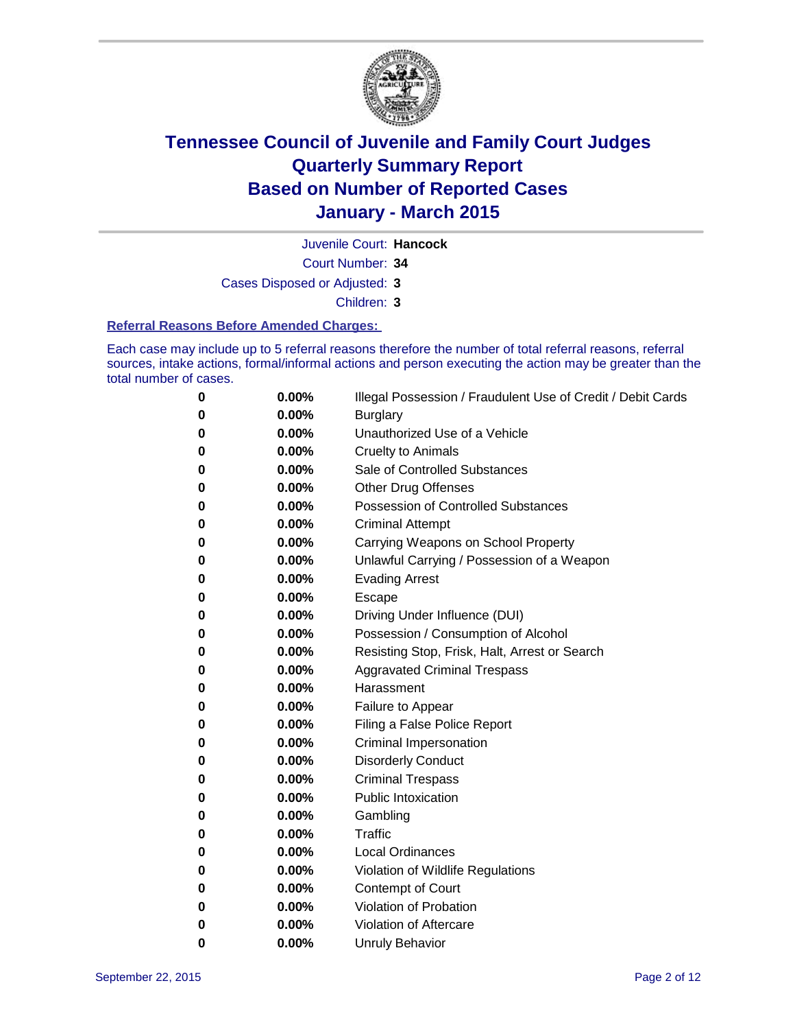# Tennessee Council of Juvenile and Family Court Judges
# Quarterly Summary Report
# Based on Number of Reported Cases
# January - March 2015

Juvenile Court: **Hancock**

Court Number: **34**

Cases Disposed or Adjusted: **3**

Children: **3**

**Referral Reasons Before Amended Charges:**

Each case may include up to 5 referral reasons therefore the number of total referral reasons, referral sources, intake actions, formal/informal actions and person executing the action may be greater than the total number of cases.

| | | |
|---|---|---|
| 0 | 0.00% | Illegal Possession / Fraudulent Use of Credit / Debit Cards |
| 0 | 0.00% | Burglary |
| 0 | 0.00% | Unauthorized Use of a Vehicle |
| 0 | 0.00% | Cruelty to Animals |
| 0 | 0.00% | Sale of Controlled Substances |
| 0 | 0.00% | Other Drug Offenses |
| 0 | 0.00% | Possession of Controlled Substances |
| 0 | 0.00% | Criminal Attempt |
| 0 | 0.00% | Carrying Weapons on School Property |
| 0 | 0.00% | Unlawful Carrying / Possession of a Weapon |
| 0 | 0.00% | Evading Arrest |
| 0 | 0.00% | Escape |
| 0 | 0.00% | Driving Under Influence (DUI) |
| 0 | 0.00% | Possession / Consumption of Alcohol |
| 0 | 0.00% | Resisting Stop, Frisk, Halt, Arrest or Search |
| 0 | 0.00% | Aggravated Criminal Trespass |
| 0 | 0.00% | Harassment |
| 0 | 0.00% | Failure to Appear |
| 0 | 0.00% | Filing a False Police Report |
| 0 | 0.00% | Criminal Impersonation |
| 0 | 0.00% | Disorderly Conduct |
| 0 | 0.00% | Criminal Trespass |
| 0 | 0.00% | Public Intoxication |
| 0 | 0.00% | Gambling |
| 0 | 0.00% | Traffic |
| 0 | 0.00% | Local Ordinances |
| 0 | 0.00% | Violation of Wildlife Regulations |
| 0 | 0.00% | Contempt of Court |
| 0 | 0.00% | Violation of Probation |
| 0 | 0.00% | Violation of Aftercare |
| 0 | 0.00% | Unruly Behavior |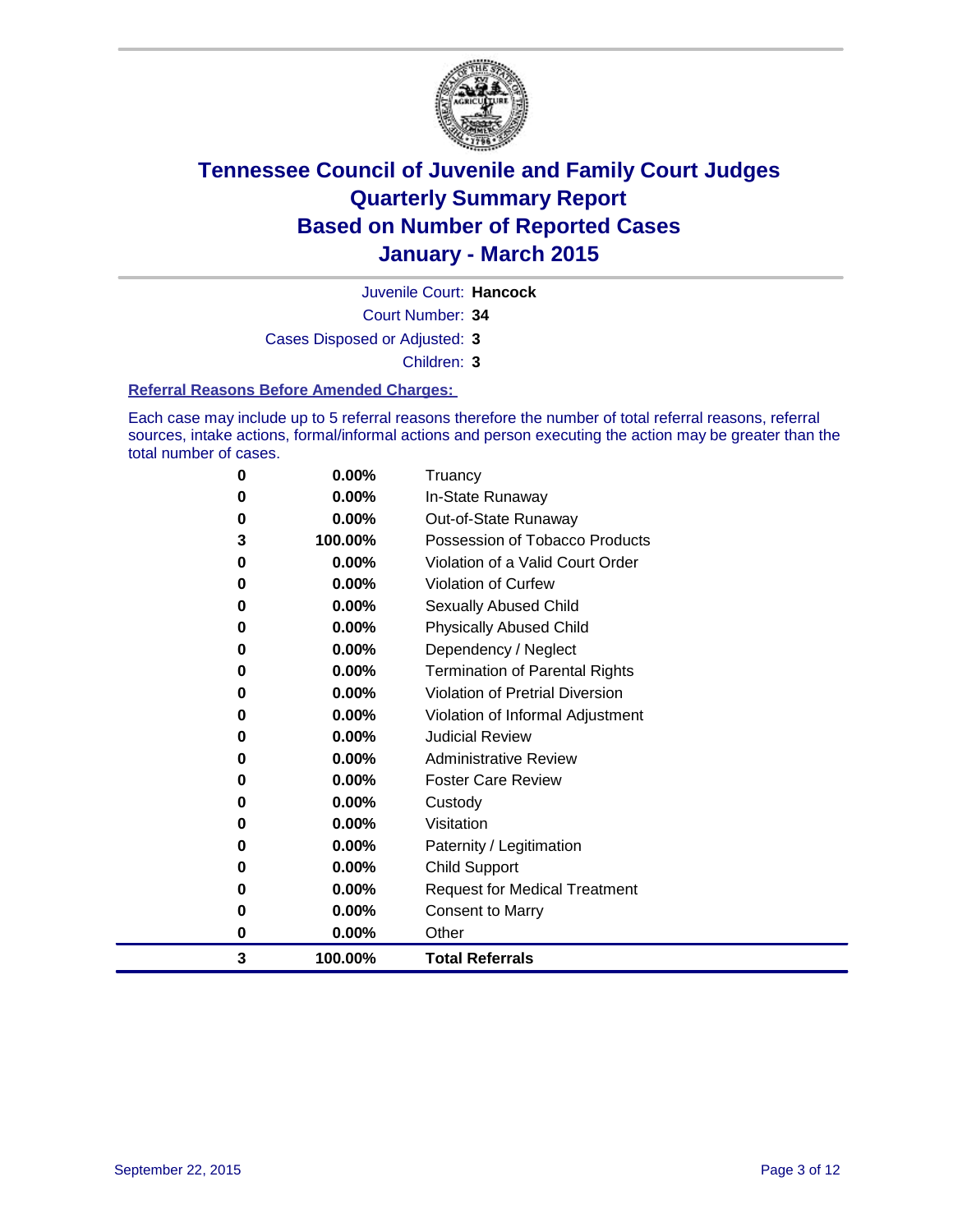# Tennessee Council of Juvenile and Family Court Judges
## Quarterly Summary Report
## Based on Number of Reported Cases
## January - March 2015

Juvenile Court: **Hancock**

Court Number: **34**

Cases Disposed or Adjusted: **3**

Children: **3**

### Referral Reasons Before Amended Charges:

Each case may include up to 5 referral reasons therefore the number of total referral reasons, referral sources, intake actions, formal/informal actions and person executing the action may be greater than the total number of cases.

| | | |
|---|---|---|
| 0 | 0.00% | Truancy |
| 0 | 0.00% | In-State Runaway |
| 0 | 0.00% | Out-of-State Runaway |
| 3 | 100.00% | Possession of Tobacco Products |
| 0 | 0.00% | Violation of a Valid Court Order |
| 0 | 0.00% | Violation of Curfew |
| 0 | 0.00% | Sexually Abused Child |
| 0 | 0.00% | Physically Abused Child |
| 0 | 0.00% | Dependency / Neglect |
| 0 | 0.00% | Termination of Parental Rights |
| 0 | 0.00% | Violation of Pretrial Diversion |
| 0 | 0.00% | Violation of Informal Adjustment |
| 0 | 0.00% | Judicial Review |
| 0 | 0.00% | Administrative Review |
| 0 | 0.00% | Foster Care Review |
| 0 | 0.00% | Custody |
| 0 | 0.00% | Visitation |
| 0 | 0.00% | Paternity / Legitimation |
| 0 | 0.00% | Child Support |
| 0 | 0.00% | Request for Medical Treatment |
| 0 | 0.00% | Consent to Marry |
| 0 | 0.00% | Other |
| **3** | **100.00%** | **Total Referrals** |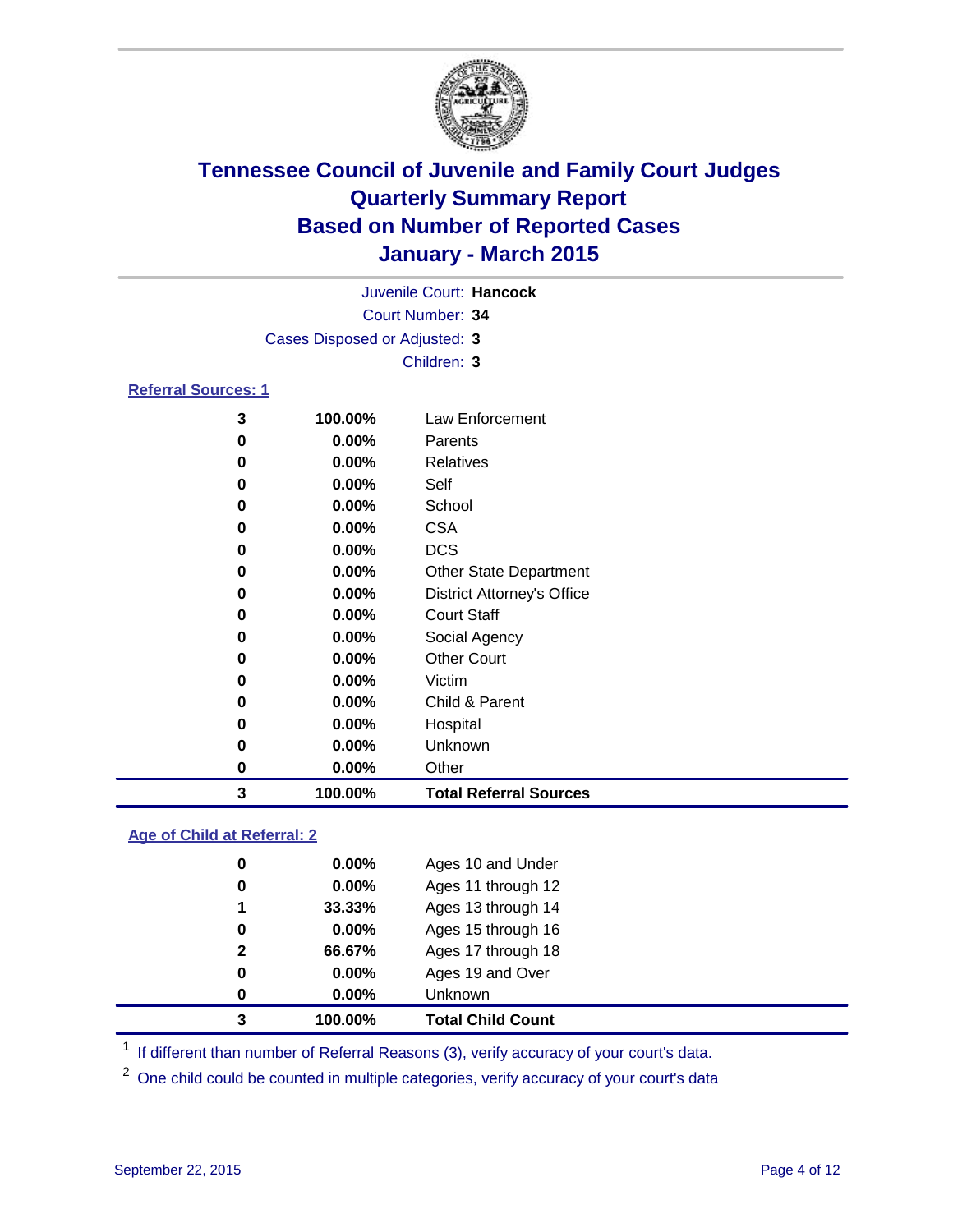# Tennessee Council of Juvenile and Family Court Judges
# Quarterly Summary Report
# Based on Number of Reported Cases
# January - March 2015

Juvenile Court: **Hancock**
Court Number: **34**
Cases Disposed or Adjusted: **3**
Children: **3**

## Referral Sources: 1

| Count | Percent | Source |
|---|---|---|
| 3 | 100.00% | Law Enforcement |
| 0 | 0.00% | Parents |
| 0 | 0.00% | Relatives |
| 0 | 0.00% | Self |
| 0 | 0.00% | School |
| 0 | 0.00% | CSA |
| 0 | 0.00% | DCS |
| 0 | 0.00% | Other State Department |
| 0 | 0.00% | District Attorney's Office |
| 0 | 0.00% | Court Staff |
| 0 | 0.00% | Social Agency |
| 0 | 0.00% | Other Court |
| 0 | 0.00% | Victim |
| 0 | 0.00% | Child & Parent |
| 0 | 0.00% | Hospital |
| 0 | 0.00% | Unknown |
| 0 | 0.00% | Other |
| **3** | **100.00%** | **Total Referral Sources** |

## Age of Child at Referral: 2

| Count | Percent | Age |
|---|---|---|
| 0 | 0.00% | Ages 10 and Under |
| 0 | 0.00% | Ages 11 through 12 |
| 1 | 33.33% | Ages 13 through 14 |
| 0 | 0.00% | Ages 15 through 16 |
| 2 | 66.67% | Ages 17 through 18 |
| 0 | 0.00% | Ages 19 and Over |
| 0 | 0.00% | Unknown |
| **3** | **100.00%** | **Total Child Count** |

[1] If different than number of Referral Reasons (3), verify accuracy of your court's data.

[2] One child could be counted in multiple categories, verify accuracy of your court's data

September 22, 2015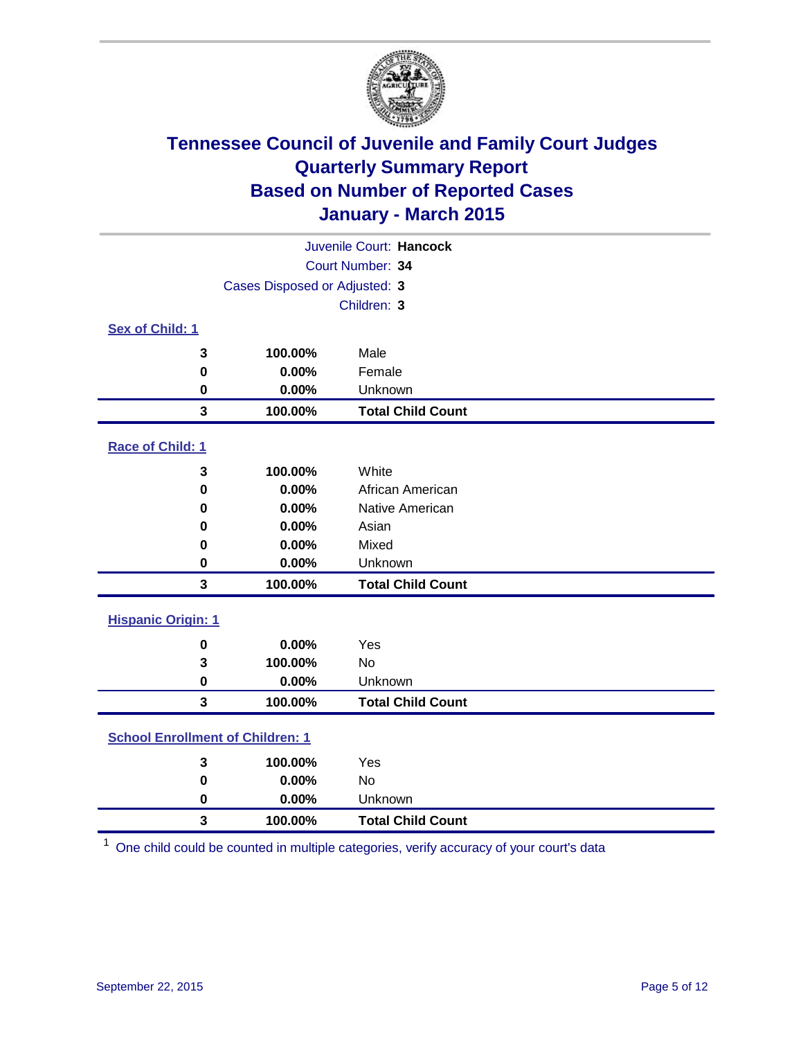# Tennessee Council of Juvenile and Family Court Judges
## Quarterly Summary Report
## Based on Number of Reported Cases
## January - March 2015

Juvenile Court: **Hancock**

Court Number: **34**

Cases Disposed or Adjusted: **3**

Children: **3**

### Sex of Child: 1

| | | |
|---|---|---|
| **3** | **100.00%** | Male |
| **0** | **0.00%** | Female |
| **0** | **0.00%** | Unknown |
| **3** | **100.00%** | **Total Child Count** |

### Race of Child: 1

| | | |
|---|---|---|
| **3** | **100.00%** | White |
| **0** | **0.00%** | African American |
| **0** | **0.00%** | Native American |
| **0** | **0.00%** | Asian |
| **0** | **0.00%** | Mixed |
| **0** | **0.00%** | Unknown |
| **3** | **100.00%** | **Total Child Count** |

### Hispanic Origin: 1

| | | |
|---|---|---|
| **0** | **0.00%** | Yes |
| **3** | **100.00%** | No |
| **0** | **0.00%** | Unknown |
| **3** | **100.00%** | **Total Child Count** |

### School Enrollment of Children: 1

| | | |
|---|---|---|
| **3** | **100.00%** | Yes |
| **0** | **0.00%** | No |
| **0** | **0.00%** | Unknown |
| **3** | **100.00%** | **Total Child Count** |

[1] One child could be counted in multiple categories, verify accuracy of your court's data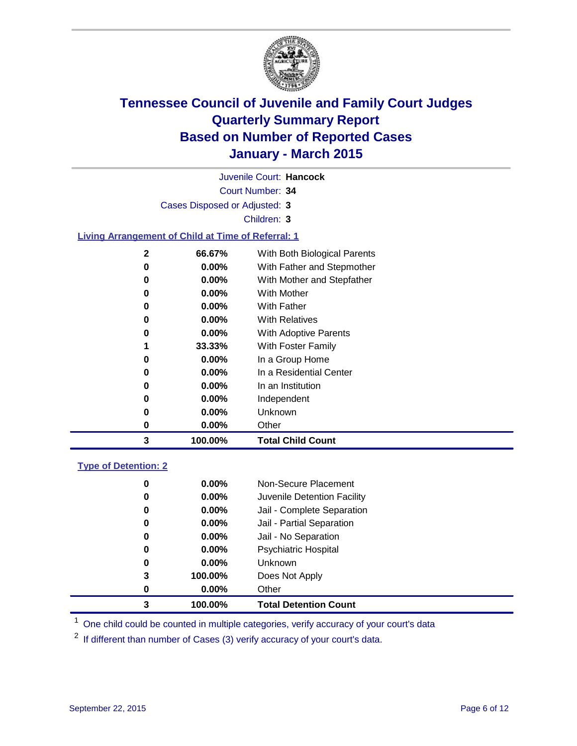# Tennessee Council of Juvenile and Family Court Judges
# Quarterly Summary Report
# Based on Number of Reported Cases
# January - March 2015

Juvenile Court: **Hancock**

Court Number: **34**

Cases Disposed or Adjusted: **3**

Children: **3**

### Living Arrangement of Child at Time of Referral: 1

| Count | Percent | Living Arrangement |
|---|---|---|
| 2 | 66.67% | With Both Biological Parents |
| 0 | 0.00% | With Father and Stepmother |
| 0 | 0.00% | With Mother and Stepfather |
| 0 | 0.00% | With Mother |
| 0 | 0.00% | With Father |
| 0 | 0.00% | With Relatives |
| 0 | 0.00% | With Adoptive Parents |
| 1 | 33.33% | With Foster Family |
| 0 | 0.00% | In a Group Home |
| 0 | 0.00% | In a Residential Center |
| 0 | 0.00% | In an Institution |
| 0 | 0.00% | Independent |
| 0 | 0.00% | Unknown |
| 0 | 0.00% | Other |
| **3** | **100.00%** | **Total Child Count** |

### Type of Detention: 2

| Count | Percent | Type of Detention |
|---|---|---|
| 0 | 0.00% | Non-Secure Placement |
| 0 | 0.00% | Juvenile Detention Facility |
| 0 | 0.00% | Jail - Complete Separation |
| 0 | 0.00% | Jail - Partial Separation |
| 0 | 0.00% | Jail - No Separation |
| 0 | 0.00% | Psychiatric Hospital |
| 0 | 0.00% | Unknown |
| 3 | 100.00% | Does Not Apply |
| 0 | 0.00% | Other |
| **3** | **100.00%** | **Total Detention Count** |

[1] One child could be counted in multiple categories, verify accuracy of your court's data

[2] If different than number of Cases (3) verify accuracy of your court's data.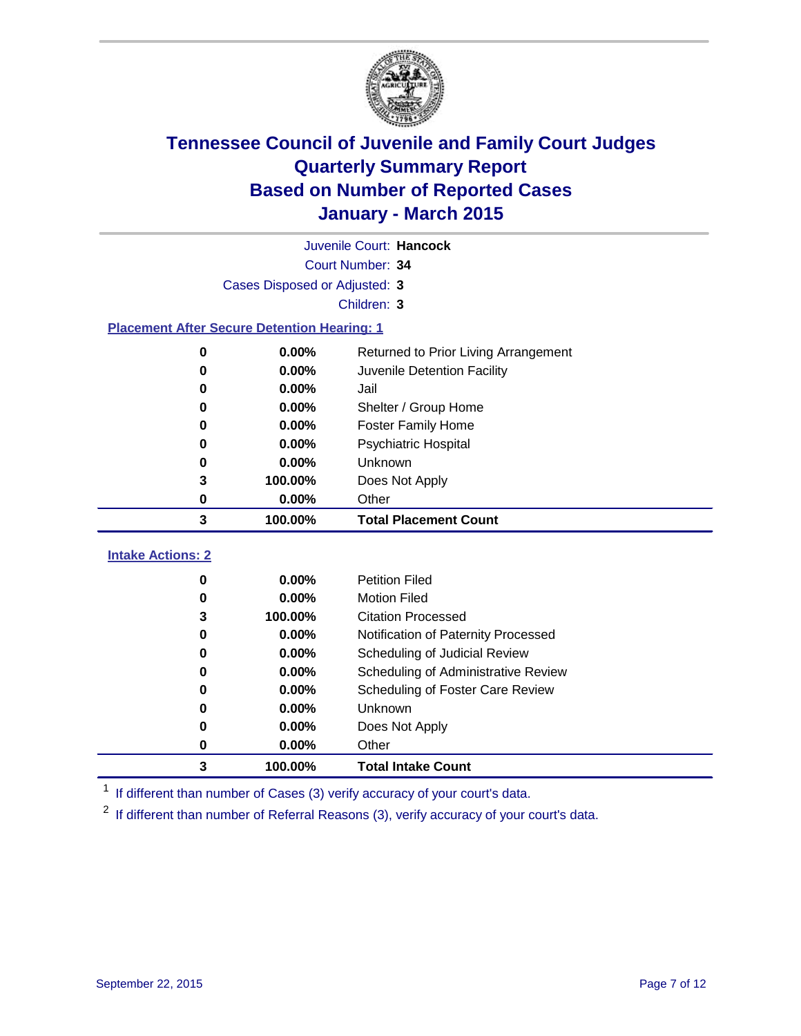# Tennessee Council of Juvenile and Family Court Judges
# Quarterly Summary Report
# Based on Number of Reported Cases
# January - March 2015

Juvenile Court: **Hancock**
Court Number: **34**
Cases Disposed or Adjusted: **3**
Children: **3**

### Placement After Secure Detention Hearing: 1

| Count | Percent | Placement |
|---|---|---|
| 0 | 0.00% | Returned to Prior Living Arrangement |
| 0 | 0.00% | Juvenile Detention Facility |
| 0 | 0.00% | Jail |
| 0 | 0.00% | Shelter / Group Home |
| 0 | 0.00% | Foster Family Home |
| 0 | 0.00% | Psychiatric Hospital |
| 0 | 0.00% | Unknown |
| 3 | 100.00% | Does Not Apply |
| 0 | 0.00% | Other |
| **3** | **100.00%** | **Total Placement Count** |

### Intake Actions: 2

| Count | Percent | Intake Action |
|---|---|---|
| 0 | 0.00% | Petition Filed |
| 0 | 0.00% | Motion Filed |
| 3 | 100.00% | Citation Processed |
| 0 | 0.00% | Notification of Paternity Processed |
| 0 | 0.00% | Scheduling of Judicial Review |
| 0 | 0.00% | Scheduling of Administrative Review |
| 0 | 0.00% | Scheduling of Foster Care Review |
| 0 | 0.00% | Unknown |
| 0 | 0.00% | Does Not Apply |
| 0 | 0.00% | Other |
| **3** | **100.00%** | **Total Intake Count** |

[1] If different than number of Cases (3) verify accuracy of your court's data.

[2] If different than number of Referral Reasons (3), verify accuracy of your court's data.

September 22, 2015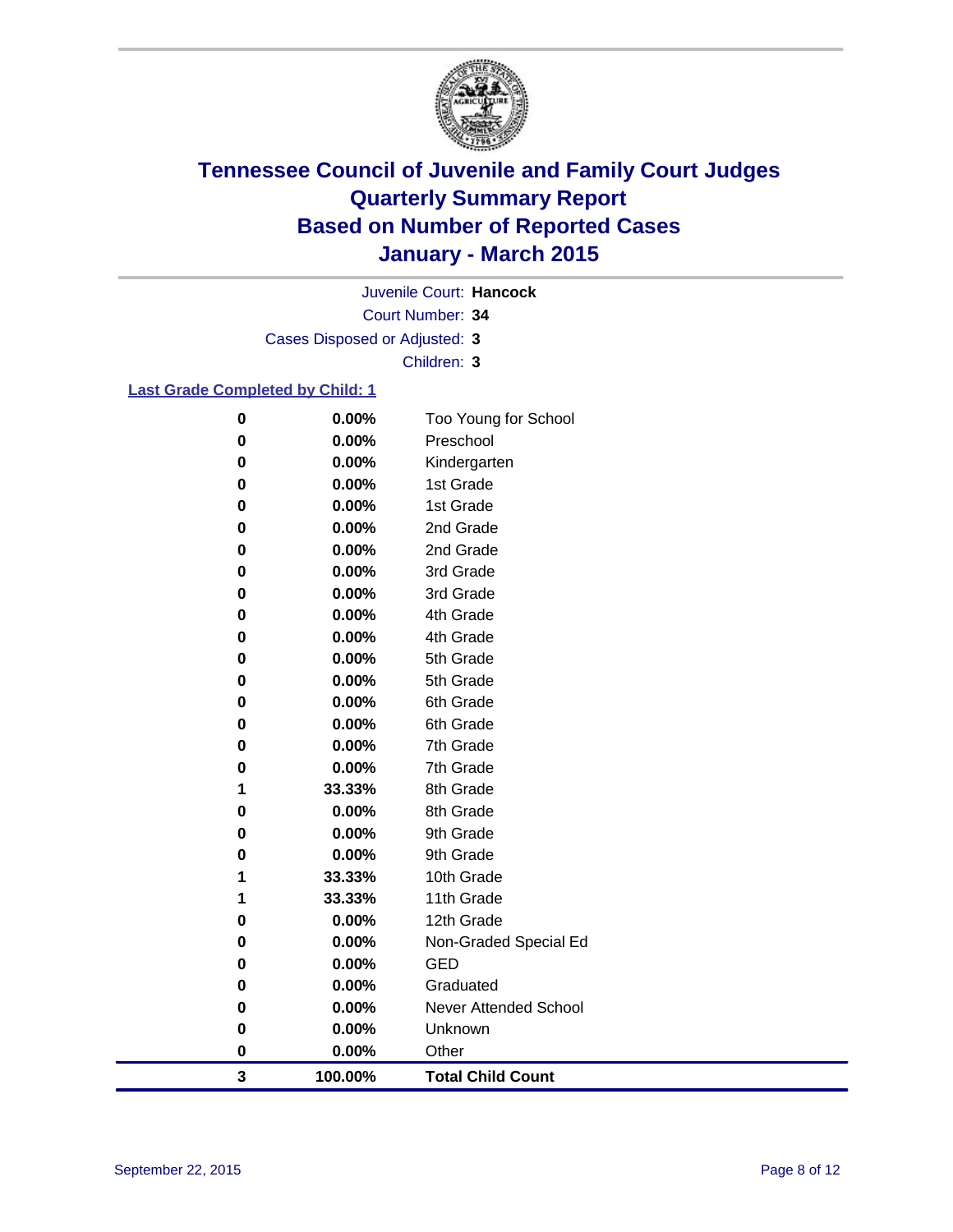# Tennessee Council of Juvenile and Family Court Judges
# Quarterly Summary Report
# Based on Number of Reported Cases
# January - March 2015

Juvenile Court: **Hancock**

Court Number: **34**

Cases Disposed or Adjusted: **3**

Children: **3**

**Last Grade Completed by Child: 1**

| Count | Percent | Grade |
|---|---|---|
| 0 | 0.00% | Too Young for School |
| 0 | 0.00% | Preschool |
| 0 | 0.00% | Kindergarten |
| 0 | 0.00% | 1st Grade |
| 0 | 0.00% | 1st Grade |
| 0 | 0.00% | 2nd Grade |
| 0 | 0.00% | 2nd Grade |
| 0 | 0.00% | 3rd Grade |
| 0 | 0.00% | 3rd Grade |
| 0 | 0.00% | 4th Grade |
| 0 | 0.00% | 4th Grade |
| 0 | 0.00% | 5th Grade |
| 0 | 0.00% | 5th Grade |
| 0 | 0.00% | 6th Grade |
| 0 | 0.00% | 6th Grade |
| 0 | 0.00% | 7th Grade |
| 0 | 0.00% | 7th Grade |
| 1 | 33.33% | 8th Grade |
| 0 | 0.00% | 8th Grade |
| 0 | 0.00% | 9th Grade |
| 0 | 0.00% | 9th Grade |
| 1 | 33.33% | 10th Grade |
| 1 | 33.33% | 11th Grade |
| 0 | 0.00% | 12th Grade |
| 0 | 0.00% | Non-Graded Special Ed |
| 0 | 0.00% | GED |
| 0 | 0.00% | Graduated |
| 0 | 0.00% | Never Attended School |
| 0 | 0.00% | Unknown |
| 0 | 0.00% | Other |
| **3** | **100.00%** | **Total Child Count** |

September 22, 2015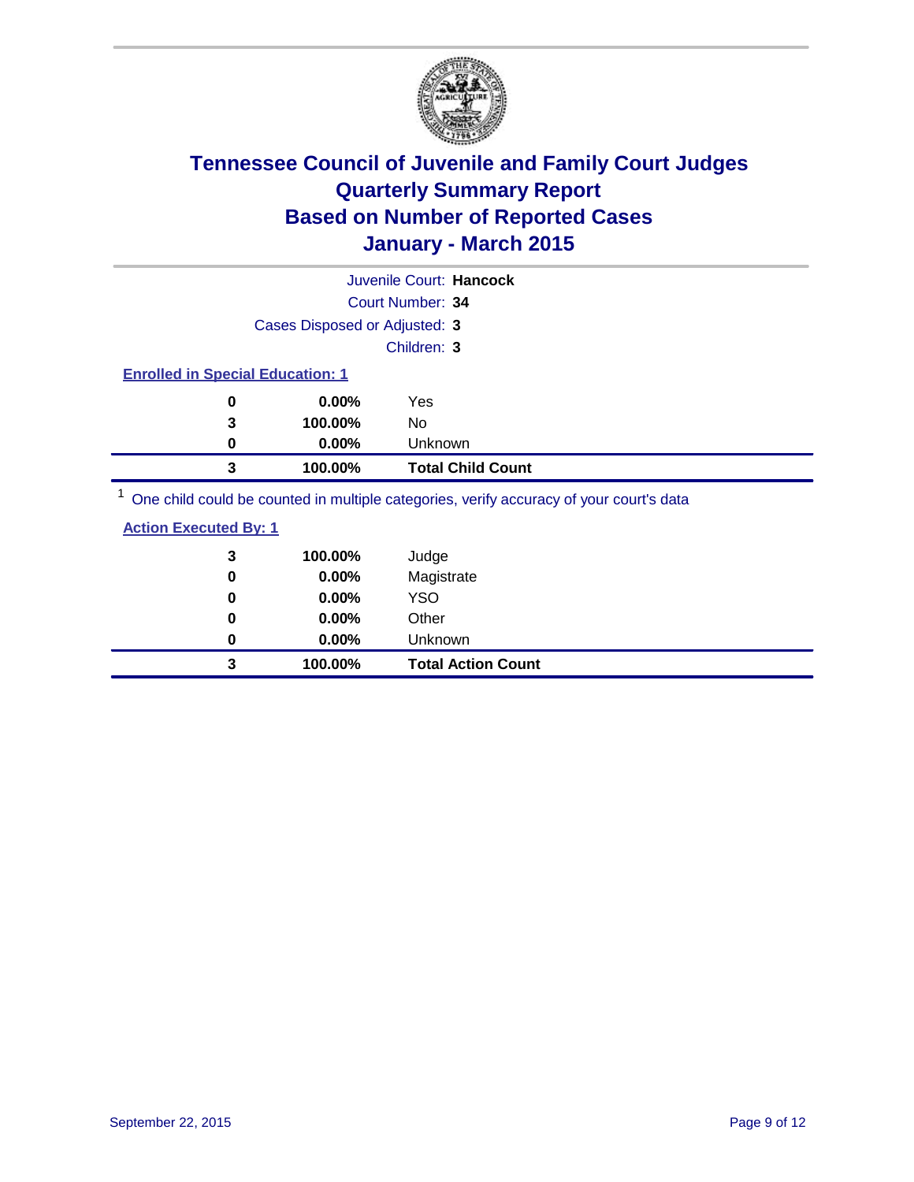# Tennessee Council of Juvenile and Family Court Judges
# Quarterly Summary Report
# Based on Number of Reported Cases
# January - March 2015

Juvenile Court: **Hancock**
Court Number: **34**
Cases Disposed or Adjusted: **3**
Children: **3**

**Enrolled in Special Education: 1**

| | | |
|---|---|---|
| **0** | **0.00%** | Yes |
| **3** | **100.00%** | No |
| **0** | **0.00%** | Unknown |
| **3** | **100.00%** | **Total Child Count** |

[1] One child could be counted in multiple categories, verify accuracy of your court's data

**Action Executed By: 1**

| | | |
|---|---|---|
| **3** | **100.00%** | Judge |
| **0** | **0.00%** | Magistrate |
| **0** | **0.00%** | YSO |
| **0** | **0.00%** | Other |
| **0** | **0.00%** | Unknown |
| **3** | **100.00%** | **Total Action Count** |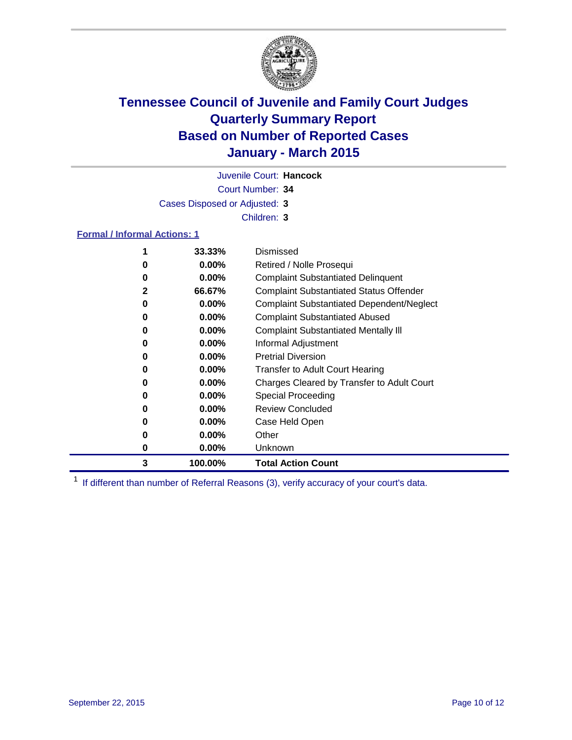# Tennessee Council of Juvenile and Family Court Judges
## Quarterly Summary Report
## Based on Number of Reported Cases
## January - March 2015

Juvenile Court: **Hancock**

Court Number: **34**

Cases Disposed or Adjusted: **3**

Children: **3**

### Formal / Informal Actions: 1

| Count | Percent | Action |
|---|---|---|
| 1 | 33.33% | Dismissed |
| 0 | 0.00% | Retired / Nolle Prosequi |
| 0 | 0.00% | Complaint Substantiated Delinquent |
| 2 | 66.67% | Complaint Substantiated Status Offender |
| 0 | 0.00% | Complaint Substantiated Dependent/Neglect |
| 0 | 0.00% | Complaint Substantiated Abused |
| 0 | 0.00% | Complaint Substantiated Mentally Ill |
| 0 | 0.00% | Informal Adjustment |
| 0 | 0.00% | Pretrial Diversion |
| 0 | 0.00% | Transfer to Adult Court Hearing |
| 0 | 0.00% | Charges Cleared by Transfer to Adult Court |
| 0 | 0.00% | Special Proceeding |
| 0 | 0.00% | Review Concluded |
| 0 | 0.00% | Case Held Open |
| 0 | 0.00% | Other |
| 0 | 0.00% | Unknown |
| **3** | **100.00%** | **Total Action Count** |

[1] If different than number of Referral Reasons (3), verify accuracy of your court's data.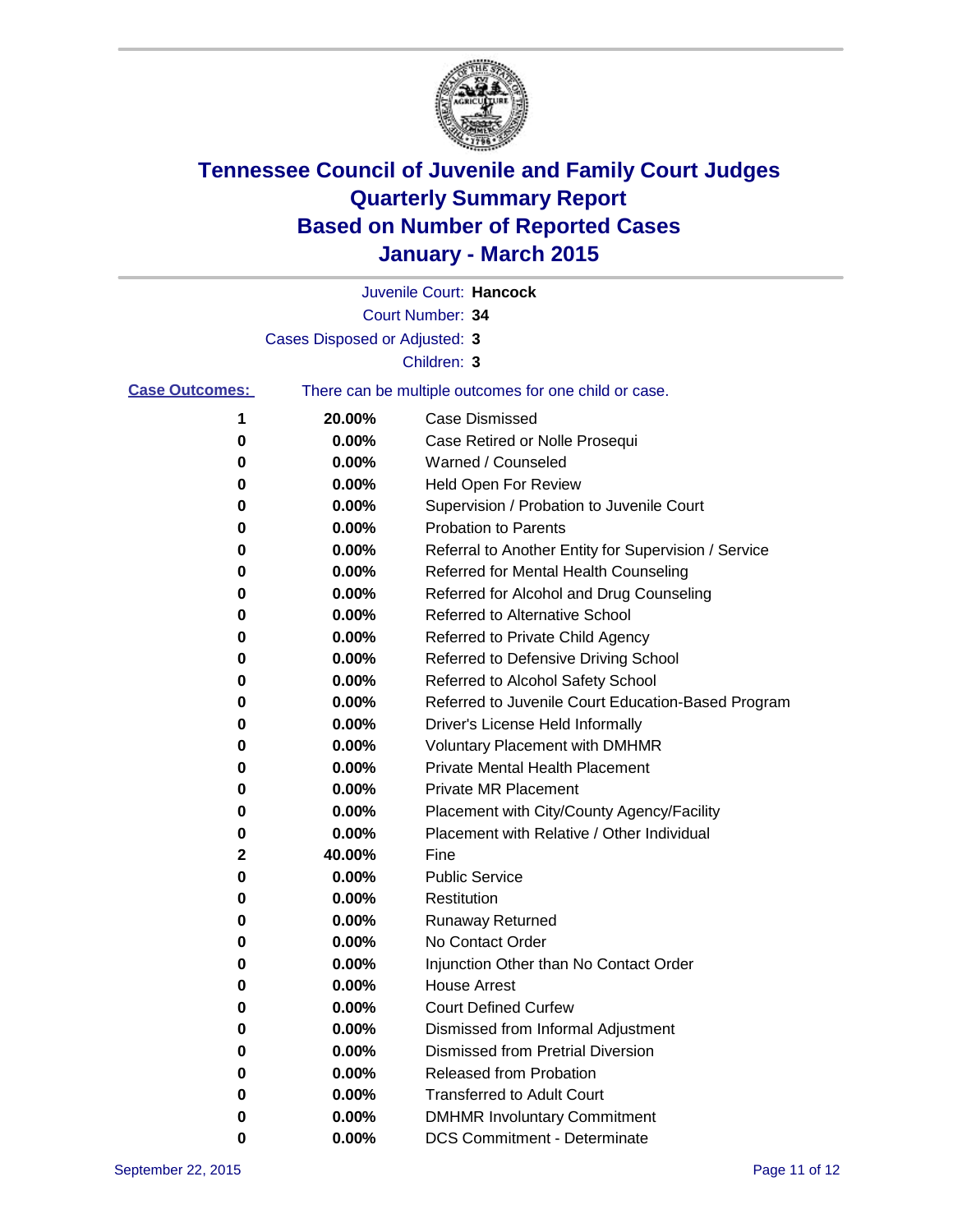# Tennessee Council of Juvenile and Family Court Judges
# Quarterly Summary Report
# Based on Number of Reported Cases
# January - March 2015

Juvenile Court: **Hancock**

Court Number: **34**

Cases Disposed or Adjusted: **3**

Children: **3**

**Case Outcomes:** There can be multiple outcomes for one child or case.

| | | |
|---|---|---|
| **1** | **20.00%** | Case Dismissed |
| **0** | **0.00%** | Case Retired or Nolle Prosequi |
| **0** | **0.00%** | Warned / Counseled |
| **0** | **0.00%** | Held Open For Review |
| **0** | **0.00%** | Supervision / Probation to Juvenile Court |
| **0** | **0.00%** | Probation to Parents |
| **0** | **0.00%** | Referral to Another Entity for Supervision / Service |
| **0** | **0.00%** | Referred for Mental Health Counseling |
| **0** | **0.00%** | Referred for Alcohol and Drug Counseling |
| **0** | **0.00%** | Referred to Alternative School |
| **0** | **0.00%** | Referred to Private Child Agency |
| **0** | **0.00%** | Referred to Defensive Driving School |
| **0** | **0.00%** | Referred to Alcohol Safety School |
| **0** | **0.00%** | Referred to Juvenile Court Education-Based Program |
| **0** | **0.00%** | Driver's License Held Informally |
| **0** | **0.00%** | Voluntary Placement with DMHMR |
| **0** | **0.00%** | Private Mental Health Placement |
| **0** | **0.00%** | Private MR Placement |
| **0** | **0.00%** | Placement with City/County Agency/Facility |
| **0** | **0.00%** | Placement with Relative / Other Individual |
| **2** | **40.00%** | Fine |
| **0** | **0.00%** | Public Service |
| **0** | **0.00%** | Restitution |
| **0** | **0.00%** | Runaway Returned |
| **0** | **0.00%** | No Contact Order |
| **0** | **0.00%** | Injunction Other than No Contact Order |
| **0** | **0.00%** | House Arrest |
| **0** | **0.00%** | Court Defined Curfew |
| **0** | **0.00%** | Dismissed from Informal Adjustment |
| **0** | **0.00%** | Dismissed from Pretrial Diversion |
| **0** | **0.00%** | Released from Probation |
| **0** | **0.00%** | Transferred to Adult Court |
| **0** | **0.00%** | DMHMR Involuntary Commitment |
| **0** | **0.00%** | DCS Commitment - Determinate |

September 22, 2015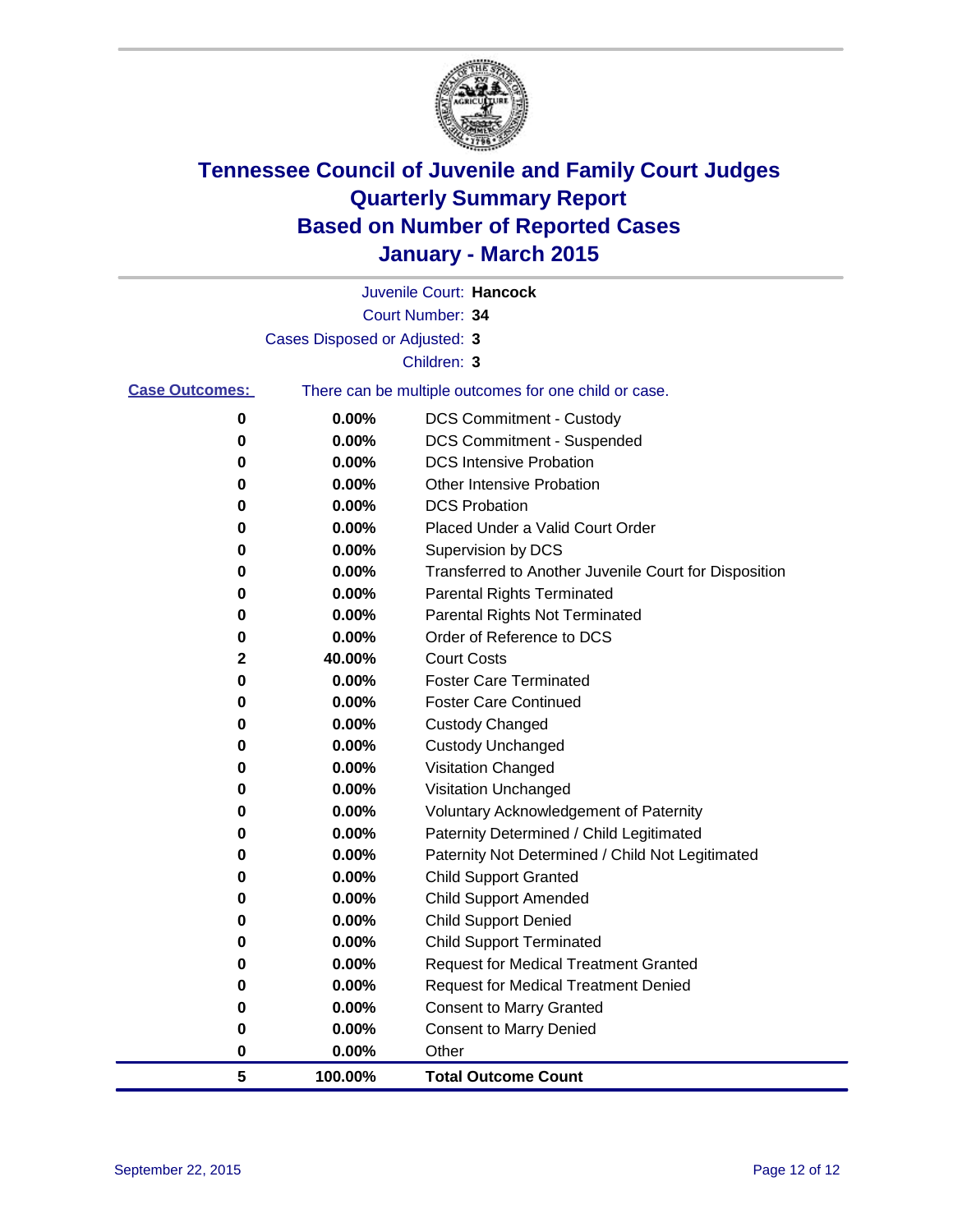# Tennessee Council of Juvenile and Family Court Judges
# Quarterly Summary Report
# Based on Number of Reported Cases
# January - March 2015

Juvenile Court: **Hancock**

Court Number: **34**

Cases Disposed or Adjusted: **3**

Children: **3**

**Case Outcomes:** There can be multiple outcomes for one child or case.

| | | |
|---|---|---|
| 0 | 0.00% | DCS Commitment - Custody |
| 0 | 0.00% | DCS Commitment - Suspended |
| 0 | 0.00% | DCS Intensive Probation |
| 0 | 0.00% | Other Intensive Probation |
| 0 | 0.00% | DCS Probation |
| 0 | 0.00% | Placed Under a Valid Court Order |
| 0 | 0.00% | Supervision by DCS |
| 0 | 0.00% | Transferred to Another Juvenile Court for Disposition |
| 0 | 0.00% | Parental Rights Terminated |
| 0 | 0.00% | Parental Rights Not Terminated |
| 0 | 0.00% | Order of Reference to DCS |
| 2 | 40.00% | Court Costs |
| 0 | 0.00% | Foster Care Terminated |
| 0 | 0.00% | Foster Care Continued |
| 0 | 0.00% | Custody Changed |
| 0 | 0.00% | Custody Unchanged |
| 0 | 0.00% | Visitation Changed |
| 0 | 0.00% | Visitation Unchanged |
| 0 | 0.00% | Voluntary Acknowledgement of Paternity |
| 0 | 0.00% | Paternity Determined / Child Legitimated |
| 0 | 0.00% | Paternity Not Determined / Child Not Legitimated |
| 0 | 0.00% | Child Support Granted |
| 0 | 0.00% | Child Support Amended |
| 0 | 0.00% | Child Support Denied |
| 0 | 0.00% | Child Support Terminated |
| 0 | 0.00% | Request for Medical Treatment Granted |
| 0 | 0.00% | Request for Medical Treatment Denied |
| 0 | 0.00% | Consent to Marry Granted |
| 0 | 0.00% | Consent to Marry Denied |
| 0 | 0.00% | Other |
| **5** | **100.00%** | **Total Outcome Count** |

September 22, 2015